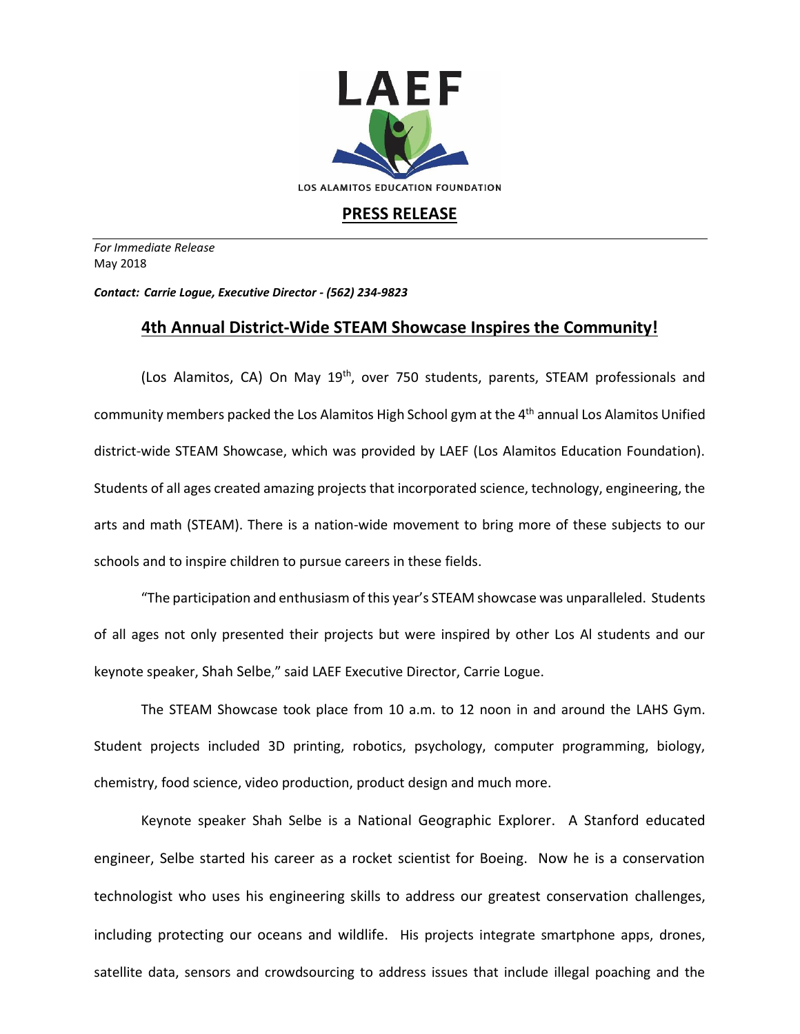LAEF

LOS ALAMITOS EDUCATION FOUNDATION

## PRESS RELEASE

*For Immediate Release*
May 2018

***Contact: Carrie Logue, Executive Director - (562) 234-9823***

## 4th Annual District-Wide STEAM Showcase Inspires the Community!

(Los Alamitos, CA) On May 19th, over 750 students, parents, STEAM professionals and community members packed the Los Alamitos High School gym at the 4th annual Los Alamitos Unified district-wide STEAM Showcase, which was provided by LAEF (Los Alamitos Education Foundation). Students of all ages created amazing projects that incorporated science, technology, engineering, the arts and math (STEAM). There is a nation-wide movement to bring more of these subjects to our schools and to inspire children to pursue careers in these fields.

"The participation and enthusiasm of this year's STEAM showcase was unparalleled. Students of all ages not only presented their projects but were inspired by other Los Al students and our keynote speaker, Shah Selbe," said LAEF Executive Director, Carrie Logue.

The STEAM Showcase took place from 10 a.m. to 12 noon in and around the LAHS Gym. Student projects included 3D printing, robotics, psychology, computer programming, biology, chemistry, food science, video production, product design and much more.

Keynote speaker Shah Selbe is a National Geographic Explorer. A Stanford educated engineer, Selbe started his career as a rocket scientist for Boeing. Now he is a conservation technologist who uses his engineering skills to address our greatest conservation challenges, including protecting our oceans and wildlife. His projects integrate smartphone apps, drones, satellite data, sensors and crowdsourcing to address issues that include illegal poaching and the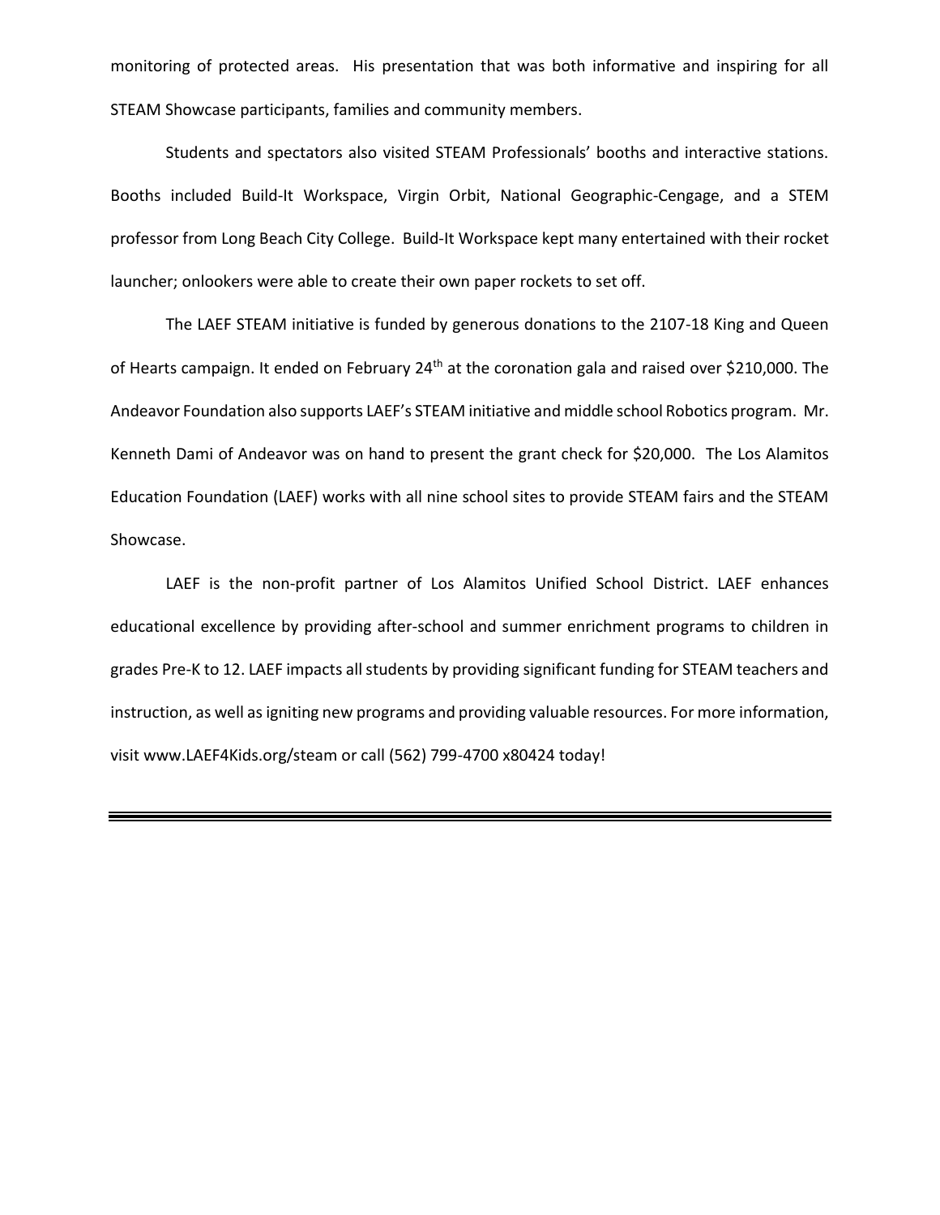monitoring of protected areas. His presentation that was both informative and inspiring for all STEAM Showcase participants, families and community members.

Students and spectators also visited STEAM Professionals' booths and interactive stations. Booths included Build-It Workspace, Virgin Orbit, National Geographic-Cengage, and a STEM professor from Long Beach City College. Build-It Workspace kept many entertained with their rocket launcher; onlookers were able to create their own paper rockets to set off.

The LAEF STEAM initiative is funded by generous donations to the 2107-18 King and Queen of Hearts campaign. It ended on February 24th at the coronation gala and raised over $210,000. The Andeavor Foundation also supports LAEF's STEAM initiative and middle school Robotics program. Mr. Kenneth Dami of Andeavor was on hand to present the grant check for $20,000. The Los Alamitos Education Foundation (LAEF) works with all nine school sites to provide STEAM fairs and the STEAM Showcase.

LAEF is the non-profit partner of Los Alamitos Unified School District. LAEF enhances educational excellence by providing after-school and summer enrichment programs to children in grades Pre-K to 12. LAEF impacts all students by providing significant funding for STEAM teachers and instruction, as well as igniting new programs and providing valuable resources. For more information, visit www.LAEF4Kids.org/steam or call (562) 799-4700 x80424 today!

---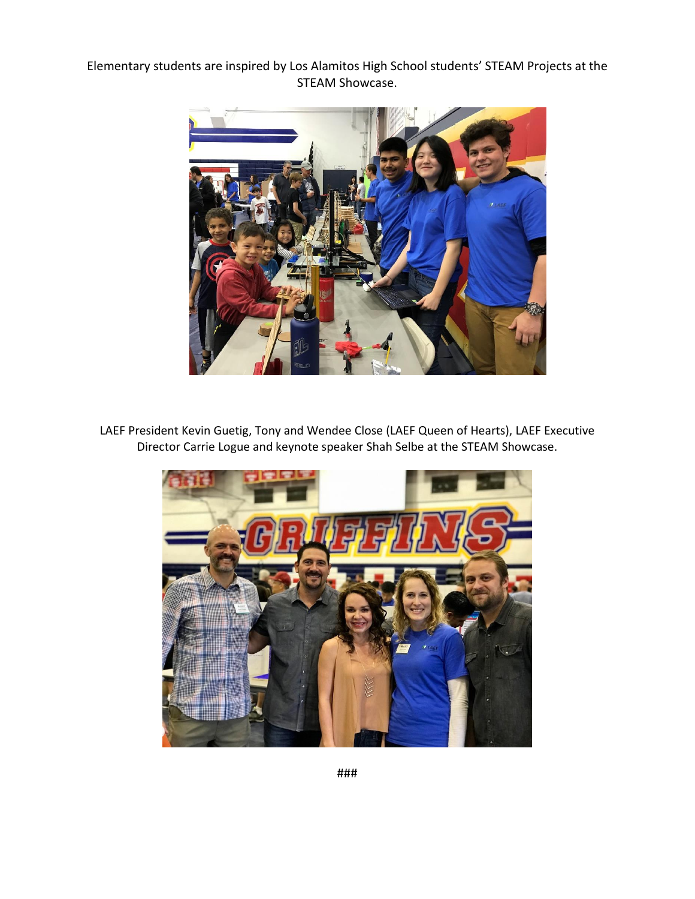Elementary students are inspired by Los Alamitos High School students' STEAM Projects at the STEAM Showcase.

LAEF President Kevin Guetig, Tony and Wendee Close (LAEF Queen of Hearts), LAEF Executive Director Carrie Logue and keynote speaker Shah Selbe at the STEAM Showcase.

###